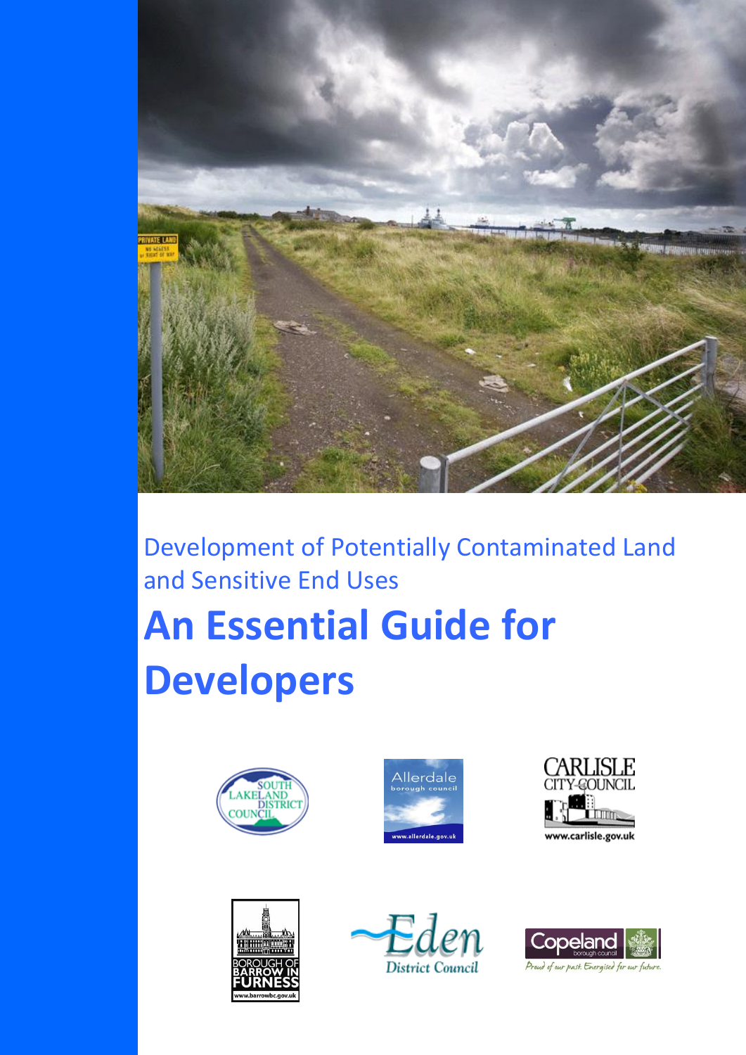Development of Potentially Contaminated Land and Sensitive End Uses

# An Essential Guide for Developers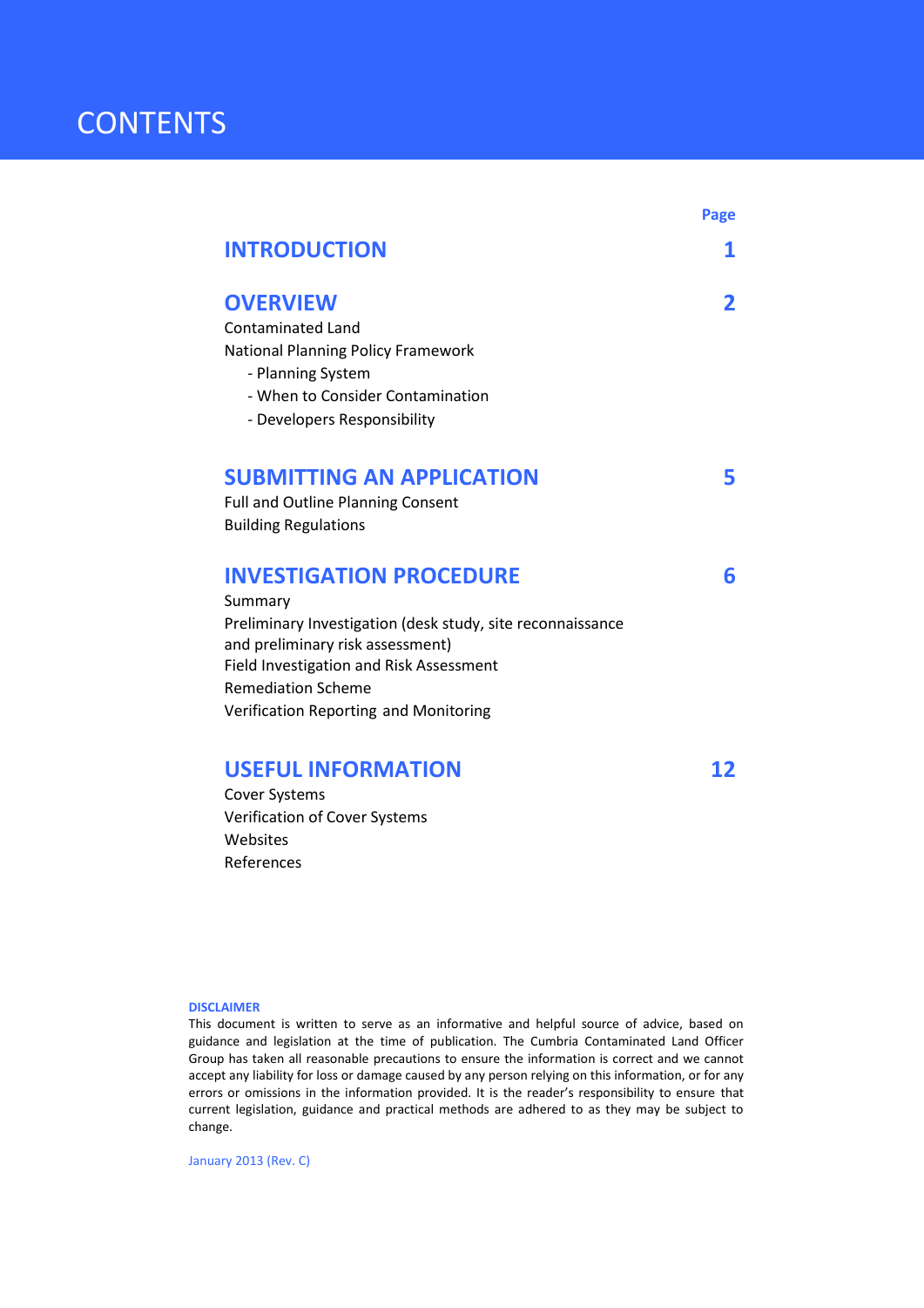# CONTENTS

| | Page |
|---|---|
| **INTRODUCTION** | **1** |
| **OVERVIEW** | **2** |
| Contaminated Land | |
| National Planning Policy Framework | |
| - Planning System | |
| - When to Consider Contamination | |
| - Developers Responsibility | |
| **SUBMITTING AN APPLICATION** | **5** |
| Full and Outline Planning Consent | |
| Building Regulations | |
| **INVESTIGATION PROCEDURE** | **6** |
| Summary | |
| Preliminary Investigation (desk study, site reconnaissance and preliminary risk assessment) | |
| Field Investigation and Risk Assessment | |
| Remediation Scheme | |
| Verification Reporting and Monitoring | |
| **USEFUL INFORMATION** | **12** |
| Cover Systems | |
| Verification of Cover Systems | |
| Websites | |
| References | |

**DISCLAIMER**

This document is written to serve as an informative and helpful source of advice, based on guidance and legislation at the time of publication. The Cumbria Contaminated Land Officer Group has taken all reasonable precautions to ensure the information is correct and we cannot accept any liability for loss or damage caused by any person relying on this information, or for any errors or omissions in the information provided. It is the reader's responsibility to ensure that current legislation, guidance and practical methods are adhered to as they may be subject to change.

January 2013 (Rev. C)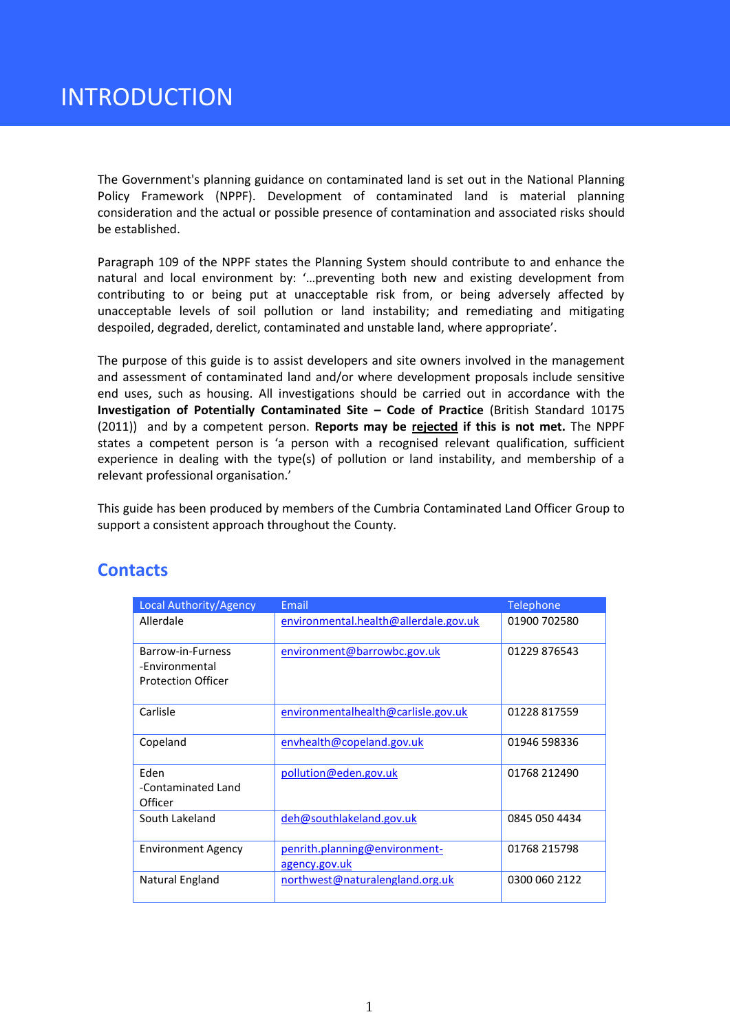# INTRODUCTION

The Government's planning guidance on contaminated land is set out in the National Planning Policy Framework (NPPF). Development of contaminated land is material planning consideration and the actual or possible presence of contamination and associated risks should be established.

Paragraph 109 of the NPPF states the Planning System should contribute to and enhance the natural and local environment by: '…preventing both new and existing development from contributing to or being put at unacceptable risk from, or being adversely affected by unacceptable levels of soil pollution or land instability; and remediating and mitigating despoiled, degraded, derelict, contaminated and unstable land, where appropriate'.

The purpose of this guide is to assist developers and site owners involved in the management and assessment of contaminated land and/or where development proposals include sensitive end uses, such as housing. All investigations should be carried out in accordance with the **Investigation of Potentially Contaminated Site – Code of Practice** (British Standard 10175 (2011)) and by a competent person. **Reports may be <u>rejected</u> if this is not met.** The NPPF states a competent person is 'a person with a recognised relevant qualification, sufficient experience in dealing with the type(s) of pollution or land instability, and membership of a relevant professional organisation.'

This guide has been produced by members of the Cumbria Contaminated Land Officer Group to support a consistent approach throughout the County.

## Contacts

| Local Authority/Agency | Email | Telephone |
|---|---|---|
| Allerdale | environmental.health@allerdale.gov.uk | 01900 702580 |
| Barrow-in-Furness -Environmental Protection Officer | environment@barrowbc.gov.uk | 01229 876543 |
| Carlisle | environmentalhealth@carlisle.gov.uk | 01228 817559 |
| Copeland | envhealth@copeland.gov.uk | 01946 598336 |
| Eden -Contaminated Land Officer | pollution@eden.gov.uk | 01768 212490 |
| South Lakeland | deh@southlakeland.gov.uk | 0845 050 4434 |
| Environment Agency | penrith.planning@environment-agency.gov.uk | 01768 215798 |
| Natural England | northwest@naturalengland.org.uk | 0300 060 2122 |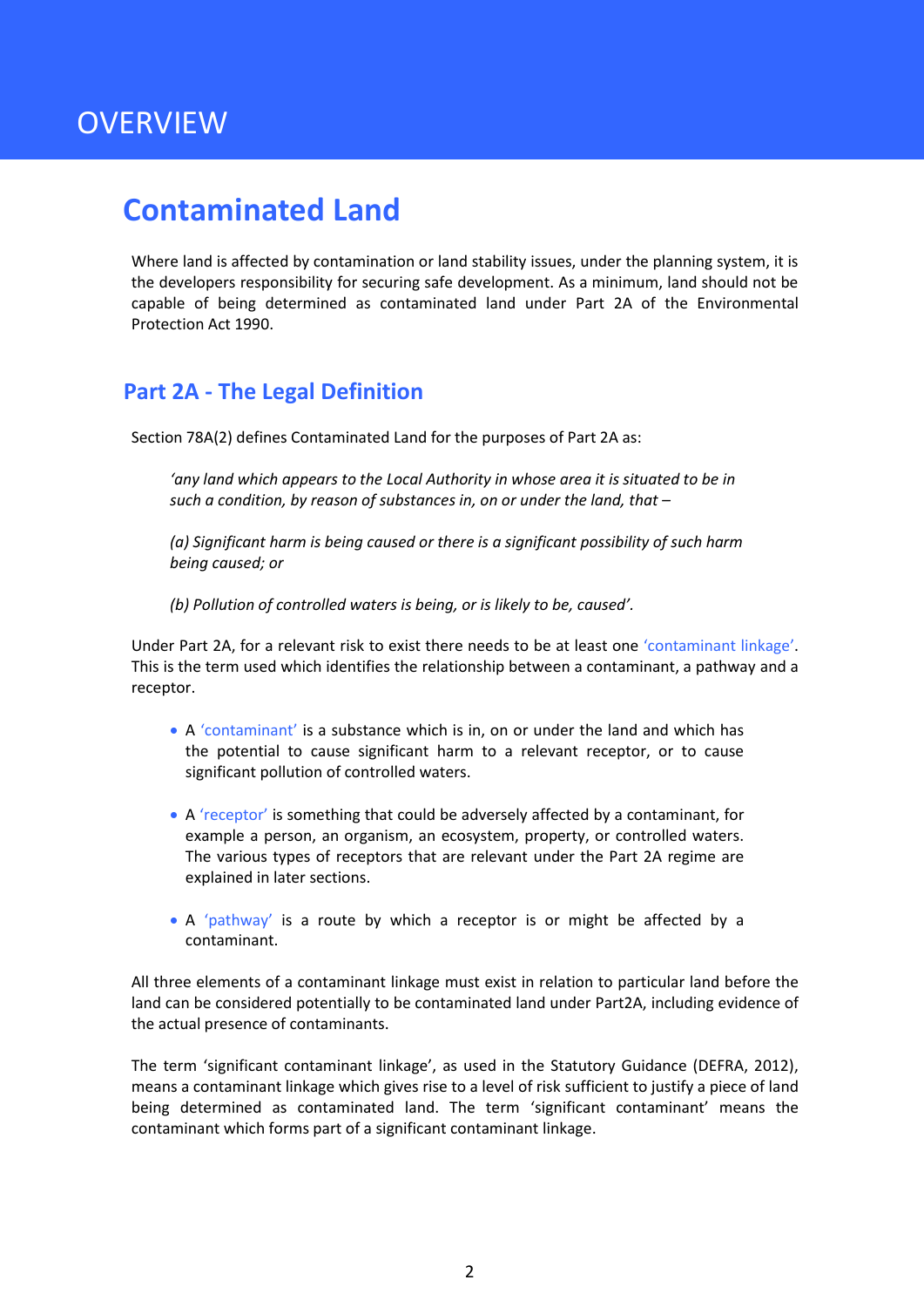# OVERVIEW

## Contaminated Land

Where land is affected by contamination or land stability issues, under the planning system, it is the developers responsibility for securing safe development. As a minimum, land should not be capable of being determined as contaminated land under Part 2A of the Environmental Protection Act 1990.

### Part 2A - The Legal Definition

Section 78A(2) defines Contaminated Land for the purposes of Part 2A as:

> *'any land which appears to the Local Authority in whose area it is situated to be in such a condition, by reason of substances in, on or under the land, that –*
>
> *(a) Significant harm is being caused or there is a significant possibility of such harm being caused; or*
>
> *(b) Pollution of controlled waters is being, or is likely to be, caused'.*

Under Part 2A, for a relevant risk to exist there needs to be at least one 'contaminant linkage'. This is the term used which identifies the relationship between a contaminant, a pathway and a receptor.

- A 'contaminant' is a substance which is in, on or under the land and which has the potential to cause significant harm to a relevant receptor, or to cause significant pollution of controlled waters.
- A 'receptor' is something that could be adversely affected by a contaminant, for example a person, an organism, an ecosystem, property, or controlled waters. The various types of receptors that are relevant under the Part 2A regime are explained in later sections.
- A 'pathway' is a route by which a receptor is or might be affected by a contaminant.

All three elements of a contaminant linkage must exist in relation to particular land before the land can be considered potentially to be contaminated land under Part2A, including evidence of the actual presence of contaminants.

The term 'significant contaminant linkage', as used in the Statutory Guidance (DEFRA, 2012), means a contaminant linkage which gives rise to a level of risk sufficient to justify a piece of land being determined as contaminated land. The term 'significant contaminant' means the contaminant which forms part of a significant contaminant linkage.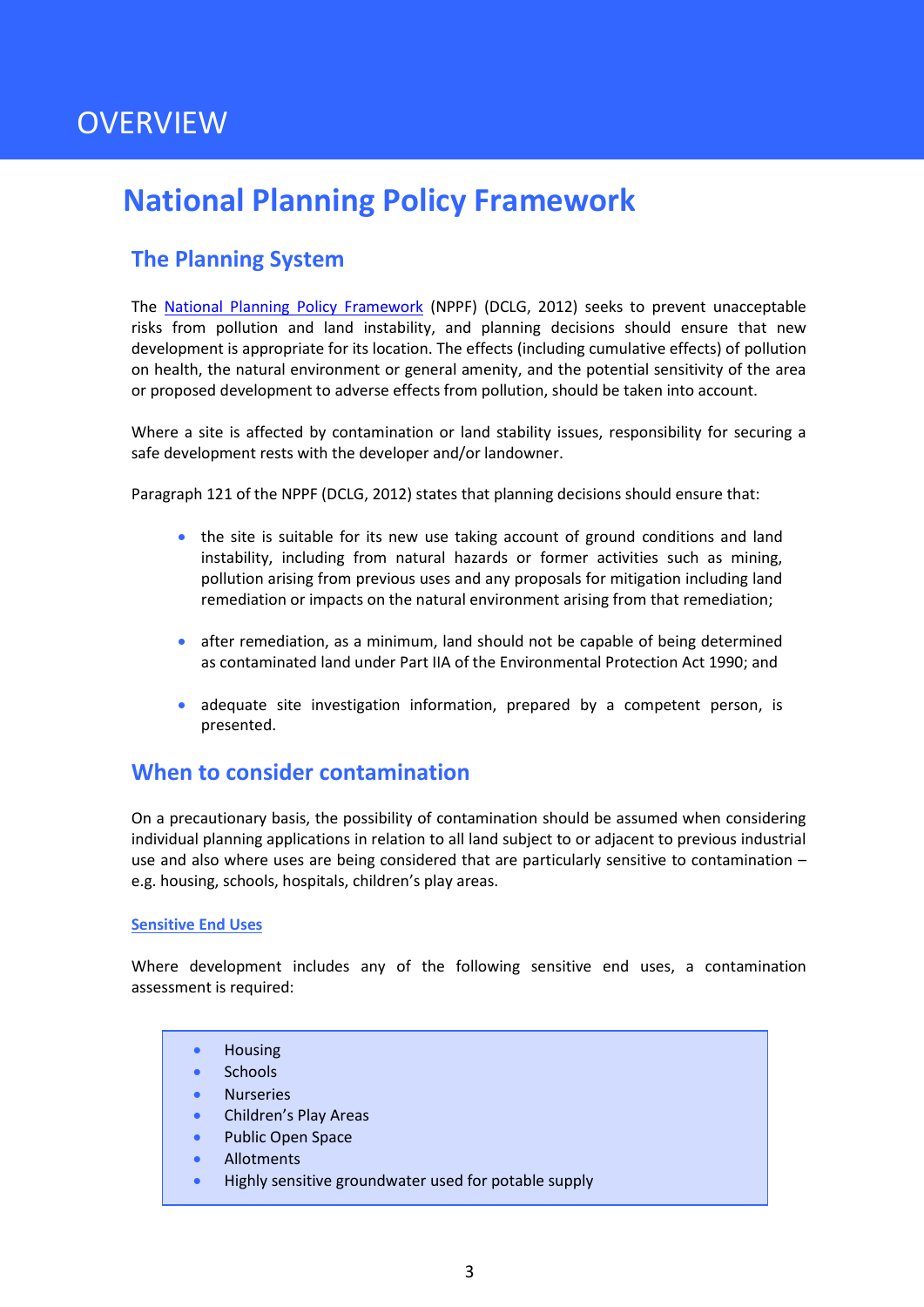# OVERVIEW

## National Planning Policy Framework

### The Planning System

The National Planning Policy Framework (NPPF) (DCLG, 2012) seeks to prevent unacceptable risks from pollution and land instability, and planning decisions should ensure that new development is appropriate for its location. The effects (including cumulative effects) of pollution on health, the natural environment or general amenity, and the potential sensitivity of the area or proposed development to adverse effects from pollution, should be taken into account.

Where a site is affected by contamination or land stability issues, responsibility for securing a safe development rests with the developer and/or landowner.

Paragraph 121 of the NPPF (DCLG, 2012) states that planning decisions should ensure that:

- the site is suitable for its new use taking account of ground conditions and land instability, including from natural hazards or former activities such as mining, pollution arising from previous uses and any proposals for mitigation including land remediation or impacts on the natural environment arising from that remediation;
- after remediation, as a minimum, land should not be capable of being determined as contaminated land under Part IIA of the Environmental Protection Act 1990; and
- adequate site investigation information, prepared by a competent person, is presented.

### When to consider contamination

On a precautionary basis, the possibility of contamination should be assumed when considering individual planning applications in relation to all land subject to or adjacent to previous industrial use and also where uses are being considered that are particularly sensitive to contamination – e.g. housing, schools, hospitals, children's play areas.

#### Sensitive End Uses

Where development includes any of the following sensitive end uses, a contamination assessment is required:

- Housing
- Schools
- Nurseries
- Children's Play Areas
- Public Open Space
- Allotments
- Highly sensitive groundwater used for potable supply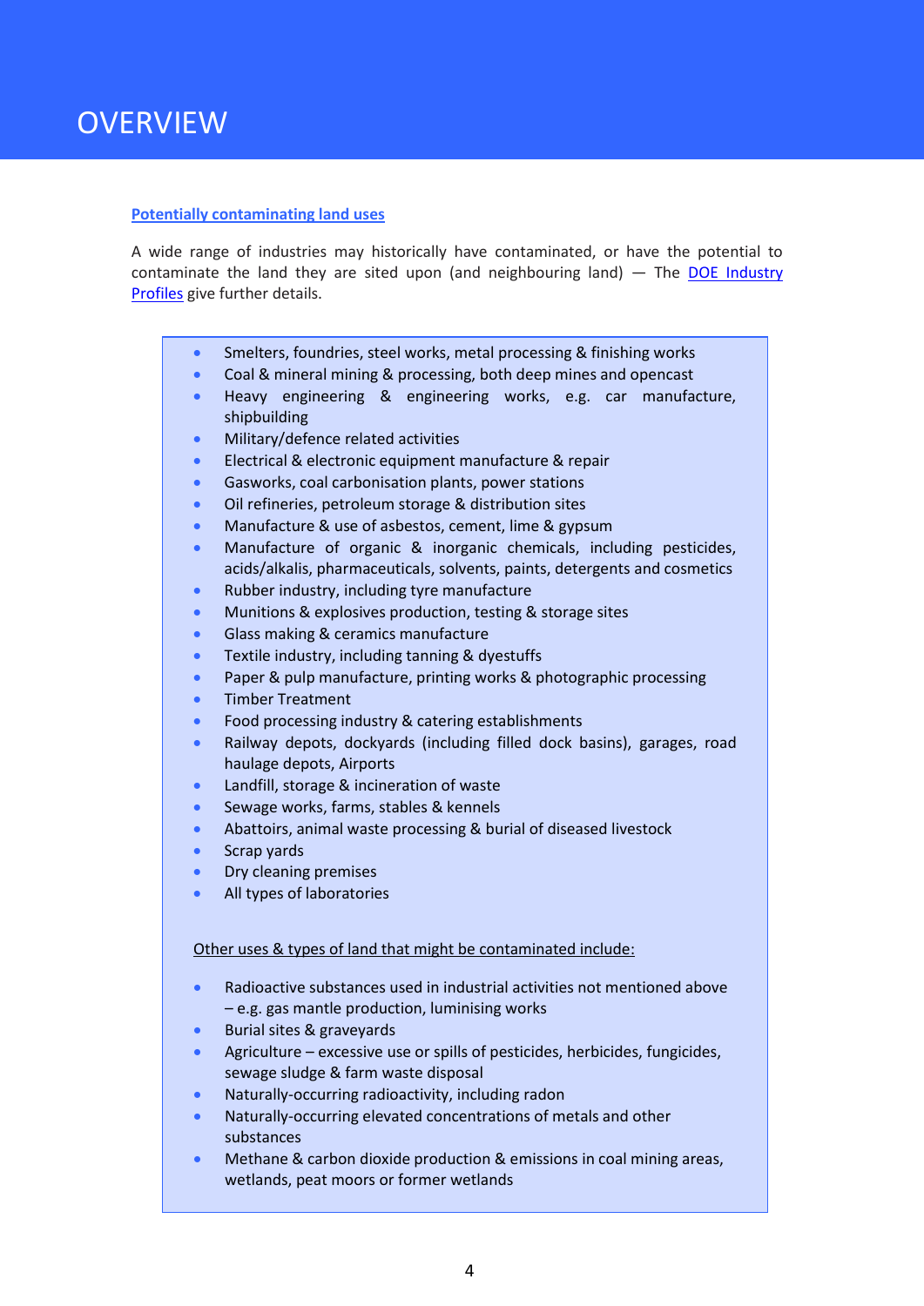# OVERVIEW

## Potentially contaminating land uses

A wide range of industries may historically have contaminated, or have the potential to contaminate the land they are sited upon (and neighbouring land) — The DOE Industry Profiles give further details.

- Smelters, foundries, steel works, metal processing & finishing works
- Coal & mineral mining & processing, both deep mines and opencast
- Heavy engineering & engineering works, e.g. car manufacture, shipbuilding
- Military/defence related activities
- Electrical & electronic equipment manufacture & repair
- Gasworks, coal carbonisation plants, power stations
- Oil refineries, petroleum storage & distribution sites
- Manufacture & use of asbestos, cement, lime & gypsum
- Manufacture of organic & inorganic chemicals, including pesticides, acids/alkalis, pharmaceuticals, solvents, paints, detergents and cosmetics
- Rubber industry, including tyre manufacture
- Munitions & explosives production, testing & storage sites
- Glass making & ceramics manufacture
- Textile industry, including tanning & dyestuffs
- Paper & pulp manufacture, printing works & photographic processing
- Timber Treatment
- Food processing industry & catering establishments
- Railway depots, dockyards (including filled dock basins), garages, road haulage depots, Airports
- Landfill, storage & incineration of waste
- Sewage works, farms, stables & kennels
- Abattoirs, animal waste processing & burial of diseased livestock
- Scrap yards
- Dry cleaning premises
- All types of laboratories

Other uses & types of land that might be contaminated include:

- Radioactive substances used in industrial activities not mentioned above – e.g. gas mantle production, luminising works
- Burial sites & graveyards
- Agriculture – excessive use or spills of pesticides, herbicides, fungicides, sewage sludge & farm waste disposal
- Naturally-occurring radioactivity, including radon
- Naturally-occurring elevated concentrations of metals and other substances
- Methane & carbon dioxide production & emissions in coal mining areas, wetlands, peat moors or former wetlands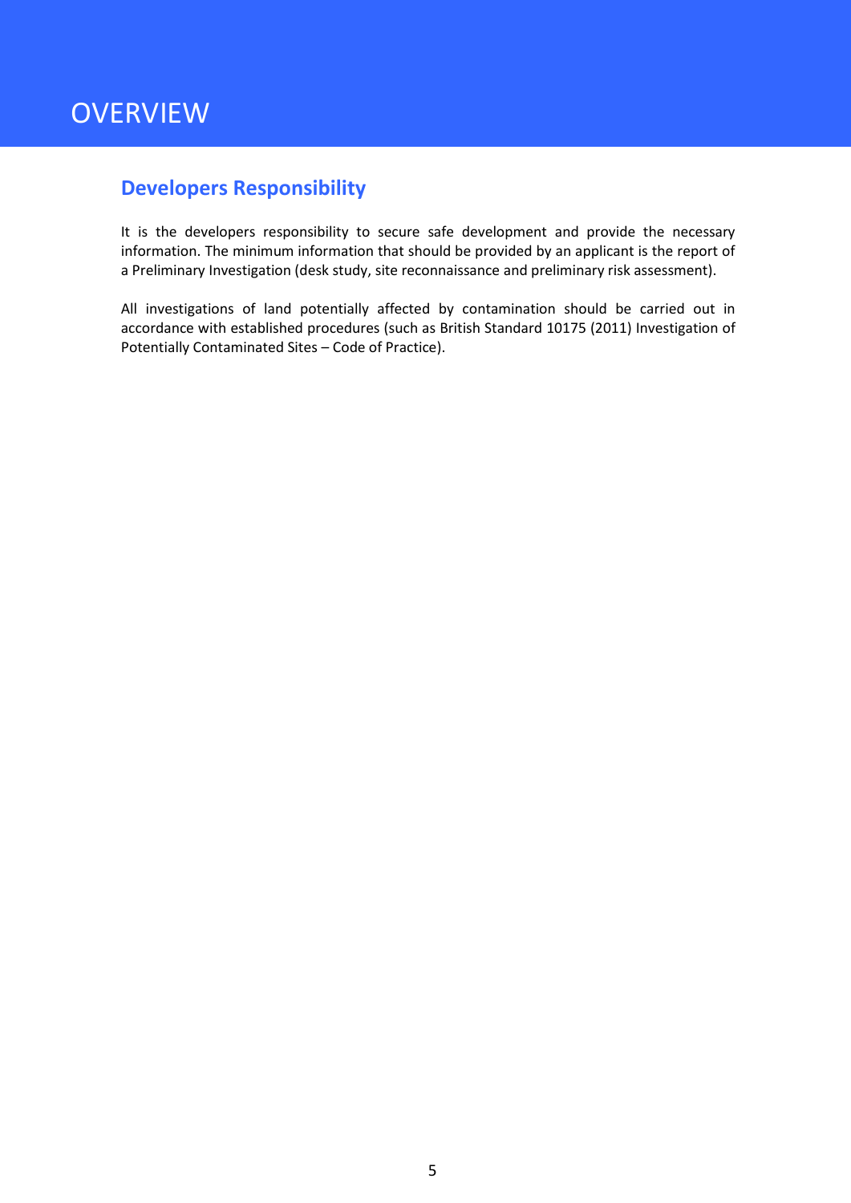# OVERVIEW

## Developers Responsibility

It is the developers responsibility to secure safe development and provide the necessary information. The minimum information that should be provided by an applicant is the report of a Preliminary Investigation (desk study, site reconnaissance and preliminary risk assessment).

All investigations of land potentially affected by contamination should be carried out in accordance with established procedures (such as British Standard 10175 (2011) Investigation of Potentially Contaminated Sites – Code of Practice).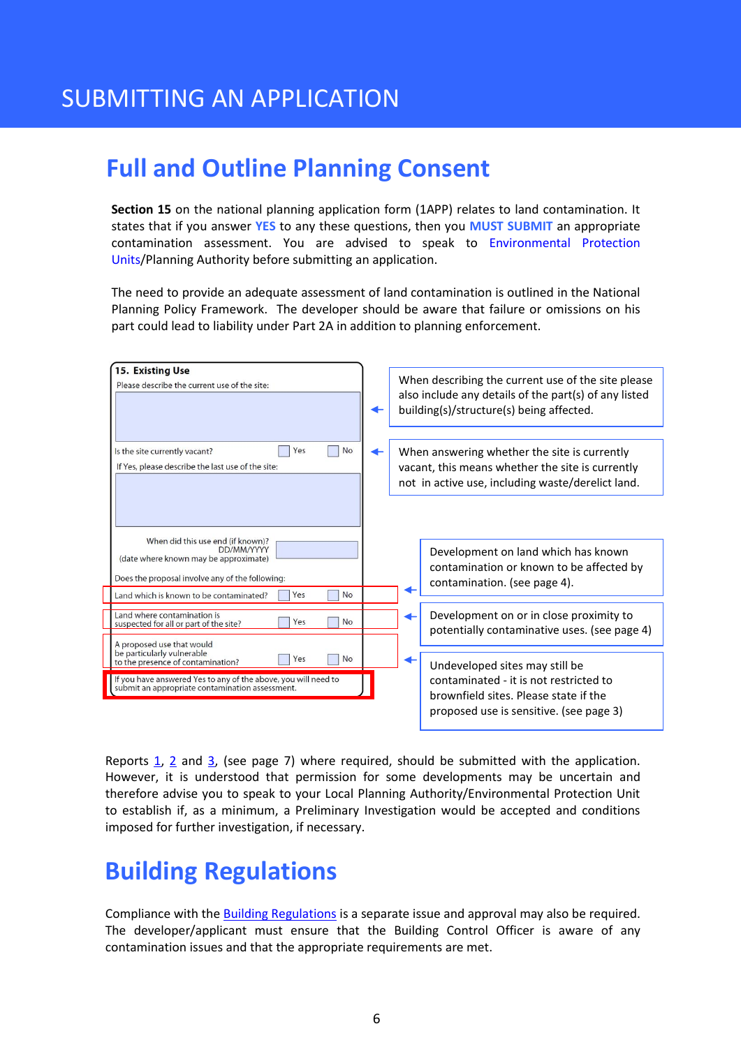# SUBMITTING AN APPLICATION

## Full and Outline Planning Consent

**Section 15** on the national planning application form (1APP) relates to land contamination. It states that if you answer YES to any these questions, then you MUST SUBMIT an appropriate contamination assessment. You are advised to speak to Environmental Protection Units/Planning Authority before submitting an application.

The need to provide an adequate assessment of land contamination is outlined in the National Planning Policy Framework. The developer should be aware that failure or omissions on his part could lead to liability under Part 2A in addition to planning enforcement.

**15. Existing Use**

Please describe the current use of the site:

> When describing the current use of the site please also include any details of the part(s) of any listed building(s)/structure(s) being affected.

Is the site currently vacant? ☐ Yes ☐ No

If Yes, please describe the last use of the site:

> When answering whether the site is currently vacant, this means whether the site is currently not in active use, including waste/derelict land.

When did this use end (if known)? DD/MM/YYYY (date where known may be approximate)

Does the proposal involve any of the following:

Land which is known to be contaminated? ☐ Yes ☐ No

> Development on land which has known contamination or known to be affected by contamination. (see page 4).

Land where contamination is suspected for all or part of the site? ☐ Yes ☐ No

> Development on or in close proximity to potentially contaminative uses. (see page 4)

A proposed use that would be particularly vulnerable to the presence of contamination? ☐ Yes ☐ No

> Undeveloped sites may still be contaminated - it is not restricted to brownfield sites. Please state if the proposed use is sensitive. (see page 3)

If you have answered Yes to any of the above, you will need to submit an appropriate contamination assessment.

Reports 1, 2 and 3, (see page 7) where required, should be submitted with the application. However, it is understood that permission for some developments may be uncertain and therefore advise you to speak to your Local Planning Authority/Environmental Protection Unit to establish if, as a minimum, a Preliminary Investigation would be accepted and conditions imposed for further investigation, if necessary.

## Building Regulations

Compliance with the Building Regulations is a separate issue and approval may also be required. The developer/applicant must ensure that the Building Control Officer is aware of any contamination issues and that the appropriate requirements are met.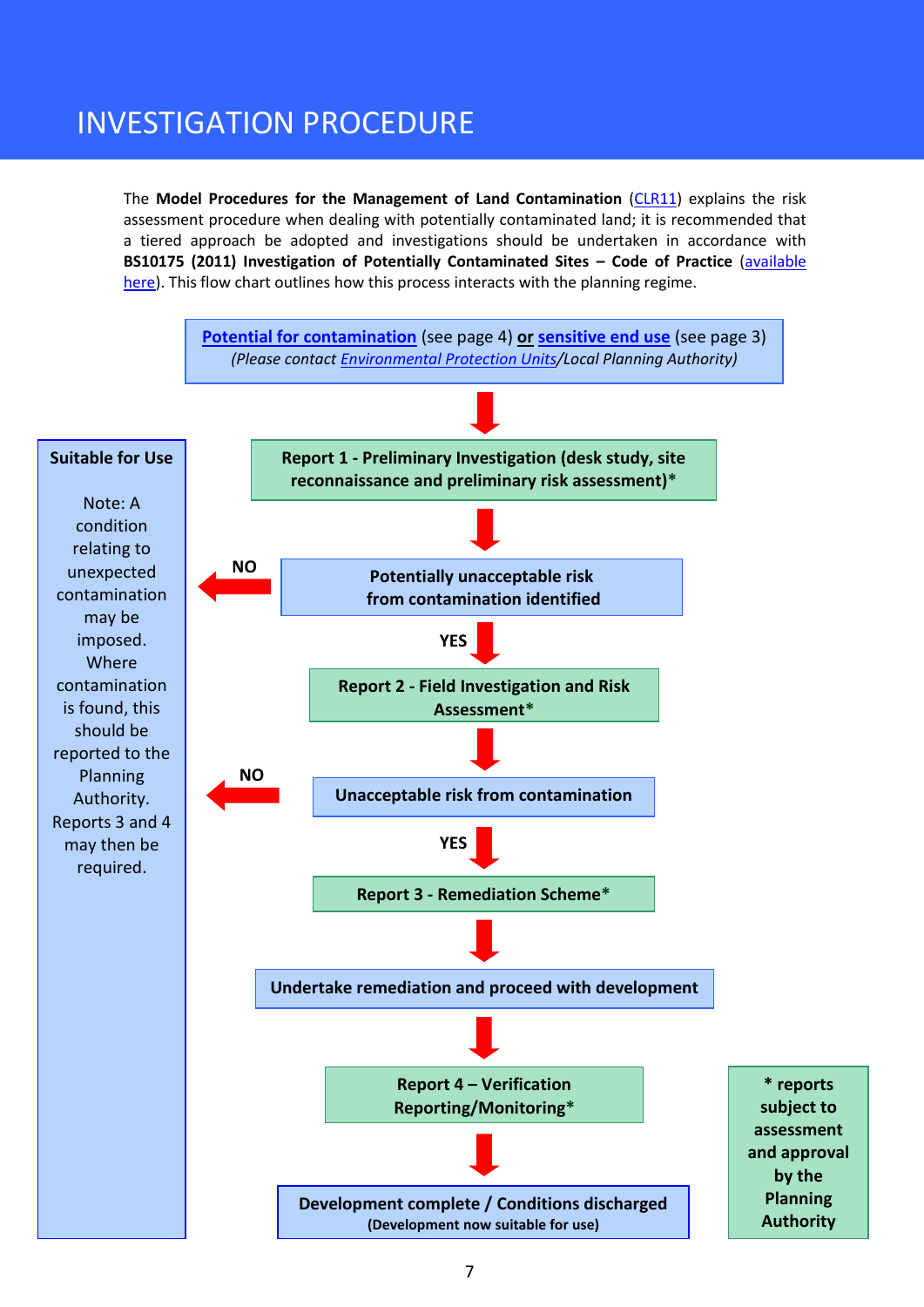# INVESTIGATION PROCEDURE

The **Model Procedures for the Management of Land Contamination** (CLR11) explains the risk assessment procedure when dealing with potentially contaminated land; it is recommended that a tiered approach be adopted and investigations should be undertaken in accordance with **BS10175 (2011) Investigation of Potentially Contaminated Sites – Code of Practice** (available here). This flow chart outlines how this process interacts with the planning regime.

**Potential for contamination** (see page 4) **or sensitive end use** (see page 3)
*(Please contact Environmental Protection Units/Local Planning Authority)*

↓

**Report 1 - Preliminary Investigation (desk study, site reconnaissance and preliminary risk assessment)***

↓

**Potentially unacceptable risk from contamination identified**

- **NO** → Suitable for Use
- **YES** ↓

**Report 2 - Field Investigation and Risk Assessment***

↓

**Unacceptable risk from contamination**

- **NO** → Suitable for Use
- **YES** ↓

**Report 3 - Remediation Scheme***

↓

**Undertake remediation and proceed with development**

↓

**Report 4 – Verification Reporting/Monitoring***

↓

**Development complete / Conditions discharged**
**(Development now suitable for use)**

**Suitable for Use**

Note: A condition relating to unexpected contamination may be imposed. Where contamination is found, this should be reported to the Planning Authority. Reports 3 and 4 may then be required.

**\* reports subject to assessment and approval by the Planning Authority**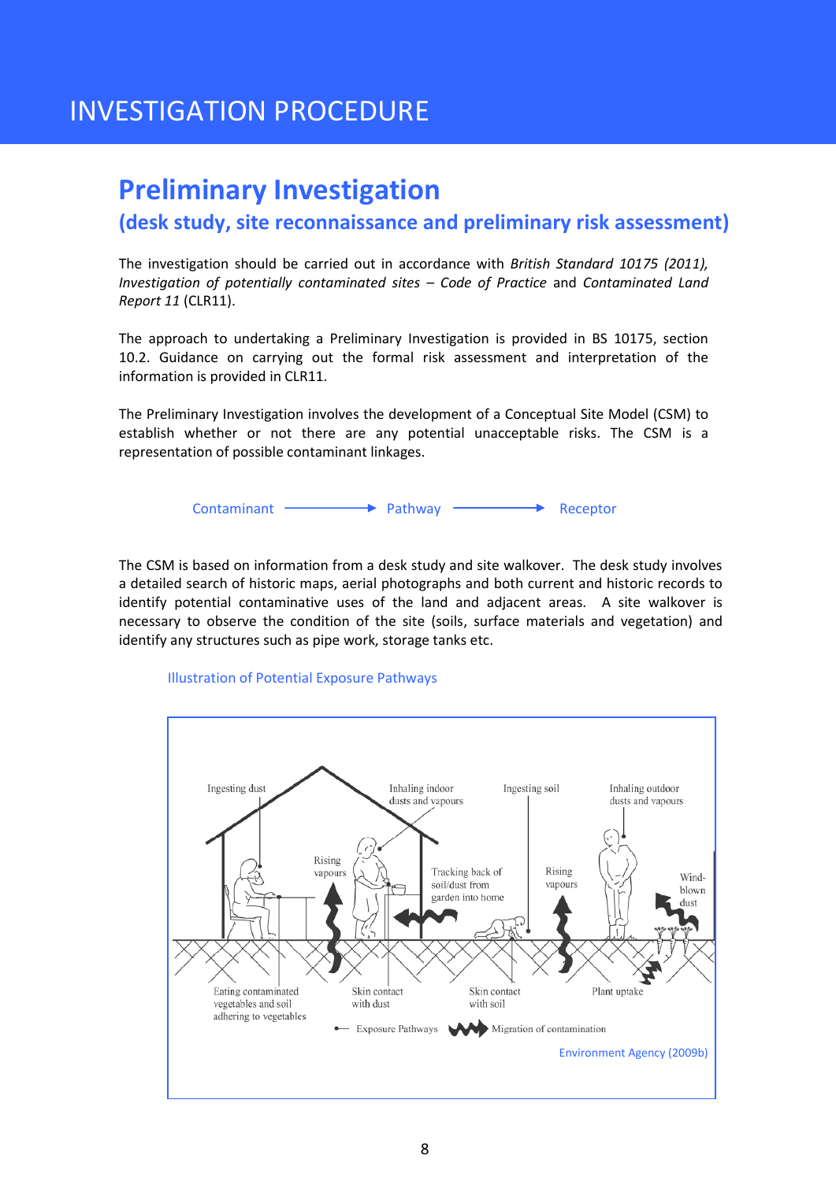# INVESTIGATION PROCEDURE

## Preliminary Investigation

### (desk study, site reconnaissance and preliminary risk assessment)

The investigation should be carried out in accordance with *British Standard 10175 (2011), Investigation of potentially contaminated sites – Code of Practice* and *Contaminated Land Report 11* (CLR11).

The approach to undertaking a Preliminary Investigation is provided in BS 10175, section 10.2. Guidance on carrying out the formal risk assessment and interpretation of the information is provided in CLR11.

The Preliminary Investigation involves the development of a Conceptual Site Model (CSM) to establish whether or not there are any potential unacceptable risks. The CSM is a representation of possible contaminant linkages.

Contaminant ⟶ Pathway ⟶ Receptor

The CSM is based on information from a desk study and site walkover. The desk study involves a detailed search of historic maps, aerial photographs and both current and historic records to identify potential contaminative uses of the land and adjacent areas. A site walkover is necessary to observe the condition of the site (soils, surface materials and vegetation) and identify any structures such as pipe work, storage tanks etc.

Illustration of Potential Exposure Pathways

Environment Agency (2009b)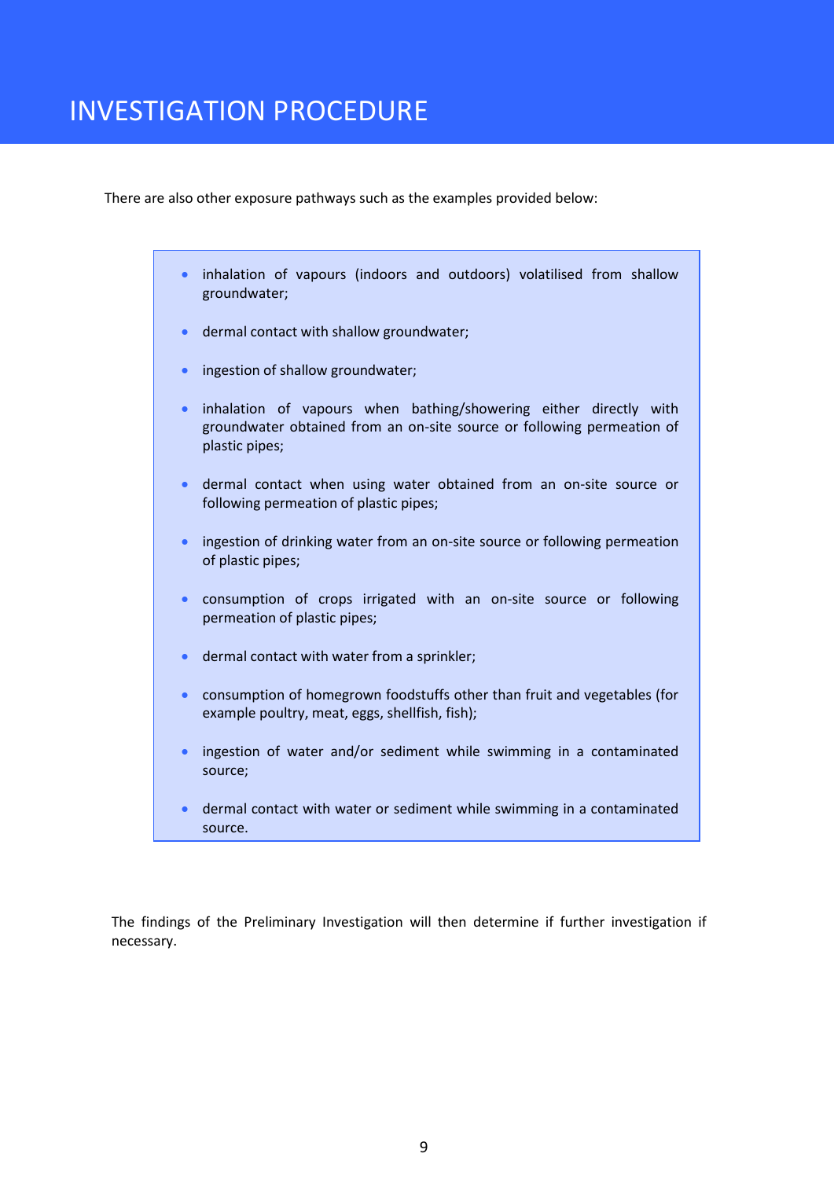# INVESTIGATION PROCEDURE

There are also other exposure pathways such as the examples provided below:

- inhalation of vapours (indoors and outdoors) volatilised from shallow groundwater;
- dermal contact with shallow groundwater;
- ingestion of shallow groundwater;
- inhalation of vapours when bathing/showering either directly with groundwater obtained from an on-site source or following permeation of plastic pipes;
- dermal contact when using water obtained from an on-site source or following permeation of plastic pipes;
- ingestion of drinking water from an on-site source or following permeation of plastic pipes;
- consumption of crops irrigated with an on-site source or following permeation of plastic pipes;
- dermal contact with water from a sprinkler;
- consumption of homegrown foodstuffs other than fruit and vegetables (for example poultry, meat, eggs, shellfish, fish);
- ingestion of water and/or sediment while swimming in a contaminated source;
- dermal contact with water or sediment while swimming in a contaminated source.

The findings of the Preliminary Investigation will then determine if further investigation if necessary.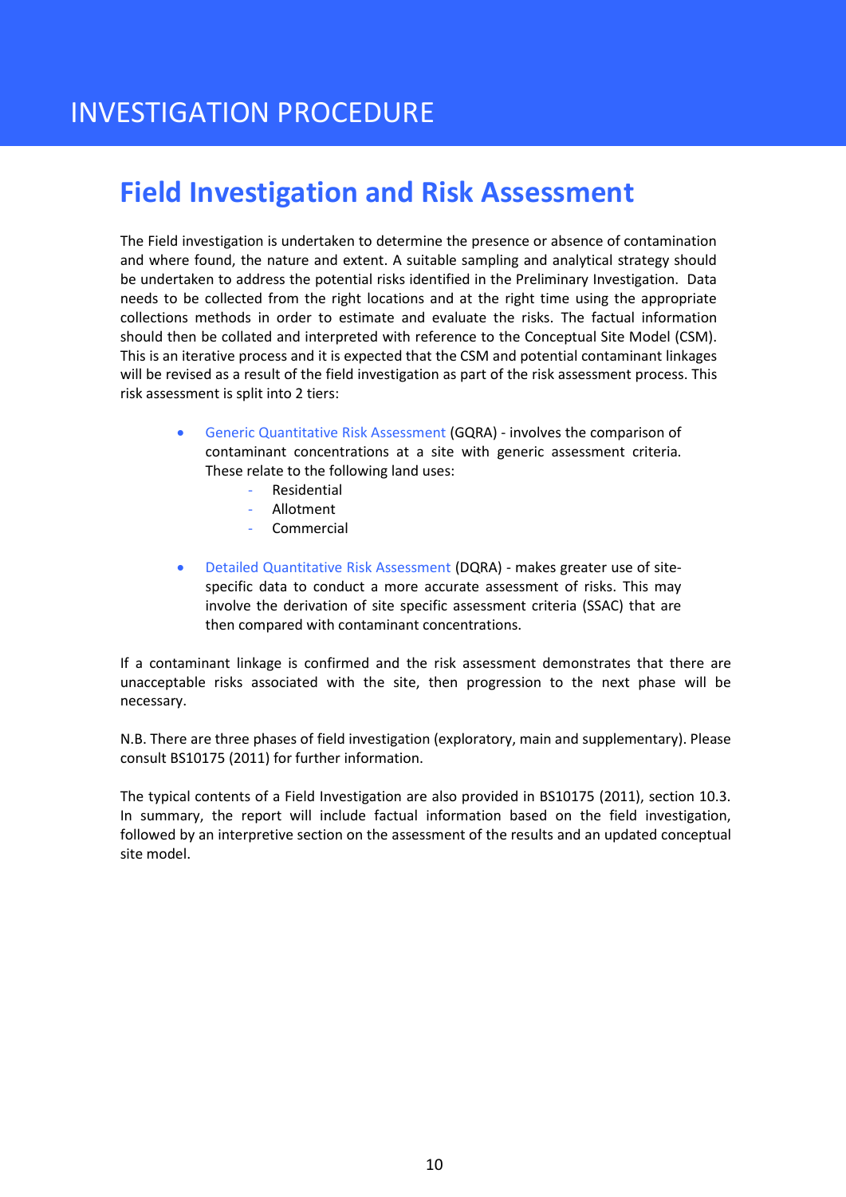# INVESTIGATION PROCEDURE

## Field Investigation and Risk Assessment

The Field investigation is undertaken to determine the presence or absence of contamination and where found, the nature and extent. A suitable sampling and analytical strategy should be undertaken to address the potential risks identified in the Preliminary Investigation. Data needs to be collected from the right locations and at the right time using the appropriate collections methods in order to estimate and evaluate the risks. The factual information should then be collated and interpreted with reference to the Conceptual Site Model (CSM). This is an iterative process and it is expected that the CSM and potential contaminant linkages will be revised as a result of the field investigation as part of the risk assessment process. This risk assessment is split into 2 tiers:

- Generic Quantitative Risk Assessment (GQRA) - involves the comparison of contaminant concentrations at a site with generic assessment criteria. These relate to the following land uses:
  - Residential
  - Allotment
  - Commercial

- Detailed Quantitative Risk Assessment (DQRA) - makes greater use of site-specific data to conduct a more accurate assessment of risks. This may involve the derivation of site specific assessment criteria (SSAC) that are then compared with contaminant concentrations.

If a contaminant linkage is confirmed and the risk assessment demonstrates that there are unacceptable risks associated with the site, then progression to the next phase will be necessary.

N.B. There are three phases of field investigation (exploratory, main and supplementary). Please consult BS10175 (2011) for further information.

The typical contents of a Field Investigation are also provided in BS10175 (2011), section 10.3. In summary, the report will include factual information based on the field investigation, followed by an interpretive section on the assessment of the results and an updated conceptual site model.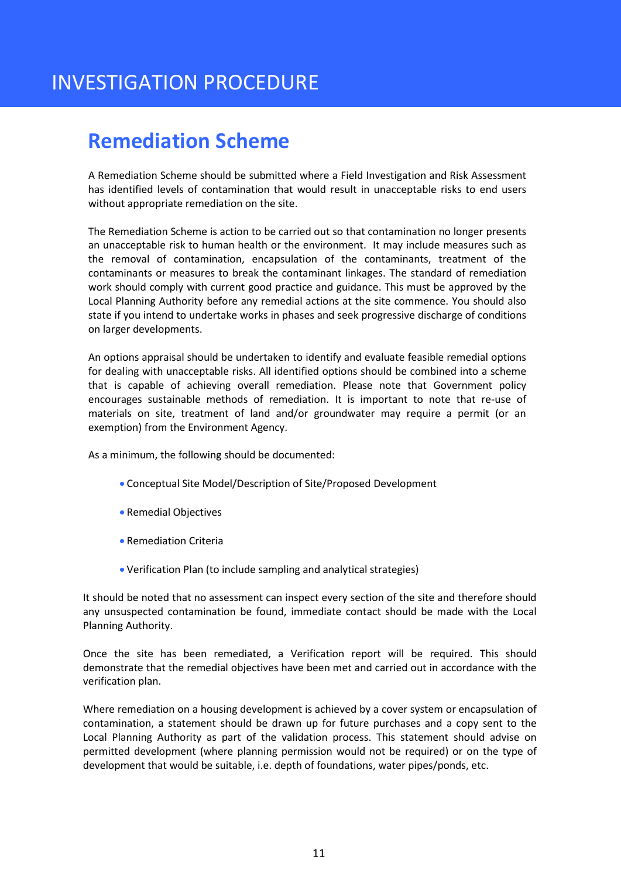# INVESTIGATION PROCEDURE

## Remediation Scheme

A Remediation Scheme should be submitted where a Field Investigation and Risk Assessment has identified levels of contamination that would result in unacceptable risks to end users without appropriate remediation on the site.

The Remediation Scheme is action to be carried out so that contamination no longer presents an unacceptable risk to human health or the environment. It may include measures such as the removal of contamination, encapsulation of the contaminants, treatment of the contaminants or measures to break the contaminant linkages. The standard of remediation work should comply with current good practice and guidance. This must be approved by the Local Planning Authority before any remedial actions at the site commence. You should also state if you intend to undertake works in phases and seek progressive discharge of conditions on larger developments.

An options appraisal should be undertaken to identify and evaluate feasible remedial options for dealing with unacceptable risks. All identified options should be combined into a scheme that is capable of achieving overall remediation. Please note that Government policy encourages sustainable methods of remediation. It is important to note that re-use of materials on site, treatment of land and/or groundwater may require a permit (or an exemption) from the Environment Agency.

As a minimum, the following should be documented:

- Conceptual Site Model/Description of Site/Proposed Development
- Remedial Objectives
- Remediation Criteria
- Verification Plan (to include sampling and analytical strategies)

It should be noted that no assessment can inspect every section of the site and therefore should any unsuspected contamination be found, immediate contact should be made with the Local Planning Authority.

Once the site has been remediated, a Verification report will be required. This should demonstrate that the remedial objectives have been met and carried out in accordance with the verification plan.

Where remediation on a housing development is achieved by a cover system or encapsulation of contamination, a statement should be drawn up for future purchases and a copy sent to the Local Planning Authority as part of the validation process. This statement should advise on permitted development (where planning permission would not be required) or on the type of development that would be suitable, i.e. depth of foundations, water pipes/ponds, etc.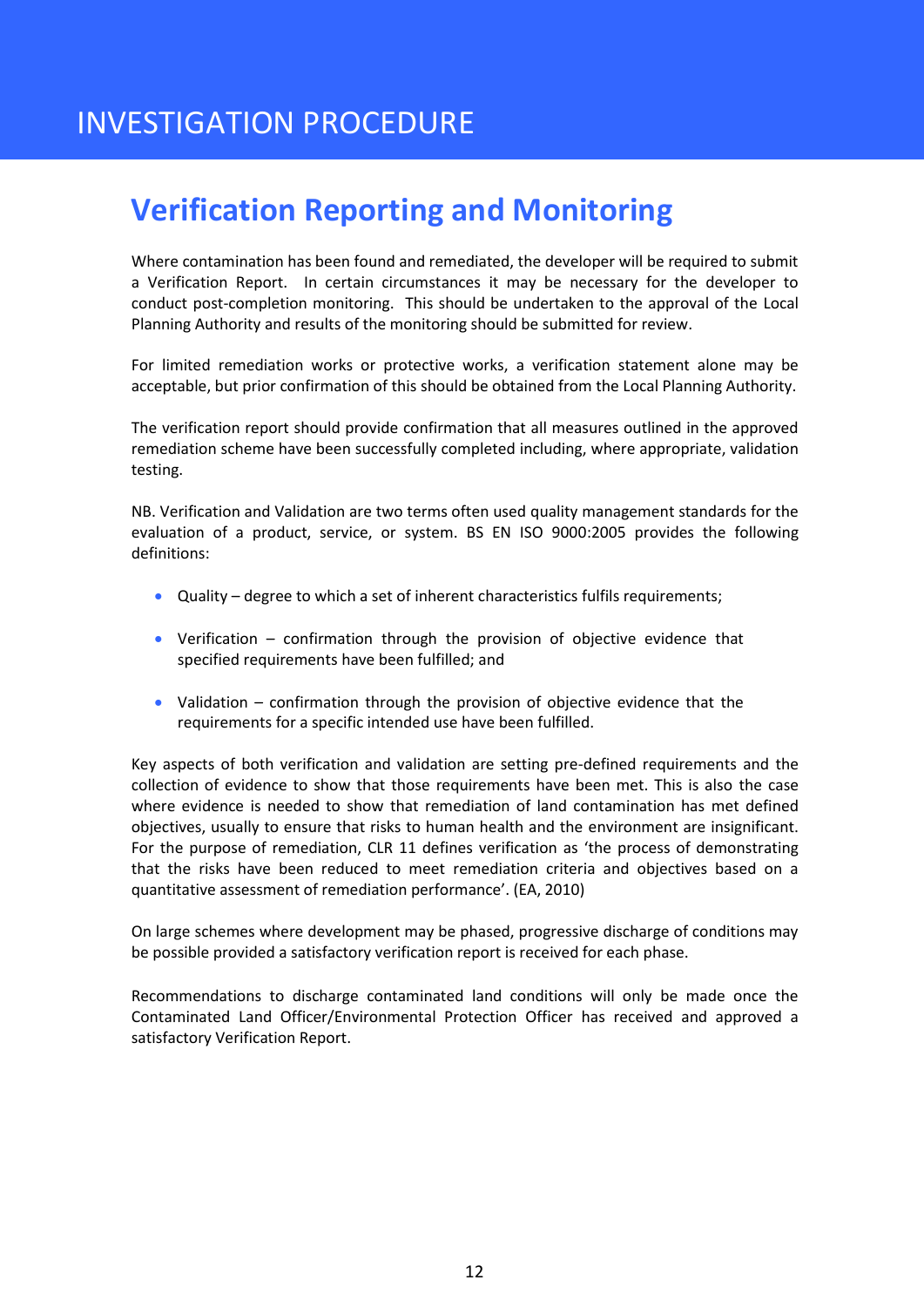# INVESTIGATION PROCEDURE

## Verification Reporting and Monitoring

Where contamination has been found and remediated, the developer will be required to submit a Verification Report. In certain circumstances it may be necessary for the developer to conduct post-completion monitoring. This should be undertaken to the approval of the Local Planning Authority and results of the monitoring should be submitted for review.

For limited remediation works or protective works, a verification statement alone may be acceptable, but prior confirmation of this should be obtained from the Local Planning Authority.

The verification report should provide confirmation that all measures outlined in the approved remediation scheme have been successfully completed including, where appropriate, validation testing.

NB. Verification and Validation are two terms often used quality management standards for the evaluation of a product, service, or system. BS EN ISO 9000:2005 provides the following definitions:

- Quality – degree to which a set of inherent characteristics fulfils requirements;
- Verification – confirmation through the provision of objective evidence that specified requirements have been fulfilled; and
- Validation – confirmation through the provision of objective evidence that the requirements for a specific intended use have been fulfilled.

Key aspects of both verification and validation are setting pre-defined requirements and the collection of evidence to show that those requirements have been met. This is also the case where evidence is needed to show that remediation of land contamination has met defined objectives, usually to ensure that risks to human health and the environment are insignificant. For the purpose of remediation, CLR 11 defines verification as 'the process of demonstrating that the risks have been reduced to meet remediation criteria and objectives based on a quantitative assessment of remediation performance'. (EA, 2010)

On large schemes where development may be phased, progressive discharge of conditions may be possible provided a satisfactory verification report is received for each phase.

Recommendations to discharge contaminated land conditions will only be made once the Contaminated Land Officer/Environmental Protection Officer has received and approved a satisfactory Verification Report.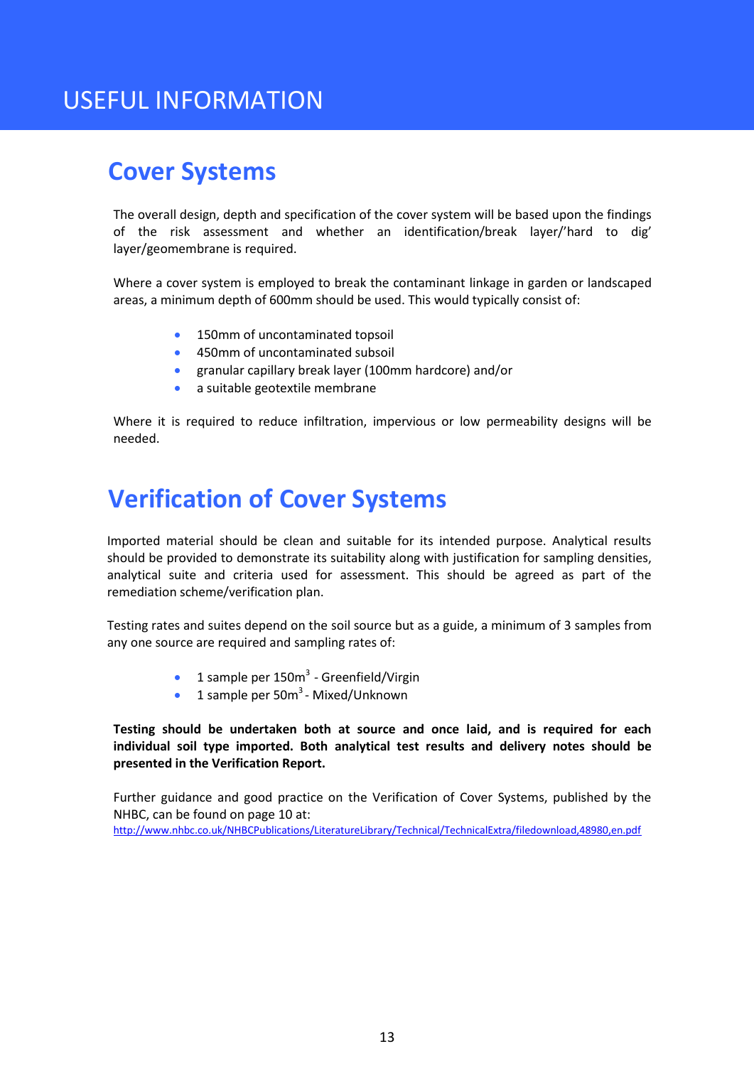# USEFUL INFORMATION

## Cover Systems

The overall design, depth and specification of the cover system will be based upon the findings of the risk assessment and whether an identification/break layer/'hard to dig' layer/geomembrane is required.

Where a cover system is employed to break the contaminant linkage in garden or landscaped areas, a minimum depth of 600mm should be used. This would typically consist of:

- 150mm of uncontaminated topsoil
- 450mm of uncontaminated subsoil
- granular capillary break layer (100mm hardcore) and/or
- a suitable geotextile membrane

Where it is required to reduce infiltration, impervious or low permeability designs will be needed.

## Verification of Cover Systems

Imported material should be clean and suitable for its intended purpose. Analytical results should be provided to demonstrate its suitability along with justification for sampling densities, analytical suite and criteria used for assessment. This should be agreed as part of the remediation scheme/verification plan.

Testing rates and suites depend on the soil source but as a guide, a minimum of 3 samples from any one source are required and sampling rates of:

- 1 sample per 150m$^3$ - Greenfield/Virgin
- 1 sample per 50m$^3$ - Mixed/Unknown

**Testing should be undertaken both at source and once laid, and is required for each individual soil type imported. Both analytical test results and delivery notes should be presented in the Verification Report.**

Further guidance and good practice on the Verification of Cover Systems, published by the NHBC, can be found on page 10 at:
http://www.nhbc.co.uk/NHBCPublications/LiteratureLibrary/Technical/TechnicalExtra/filedownload,48980,en.pdf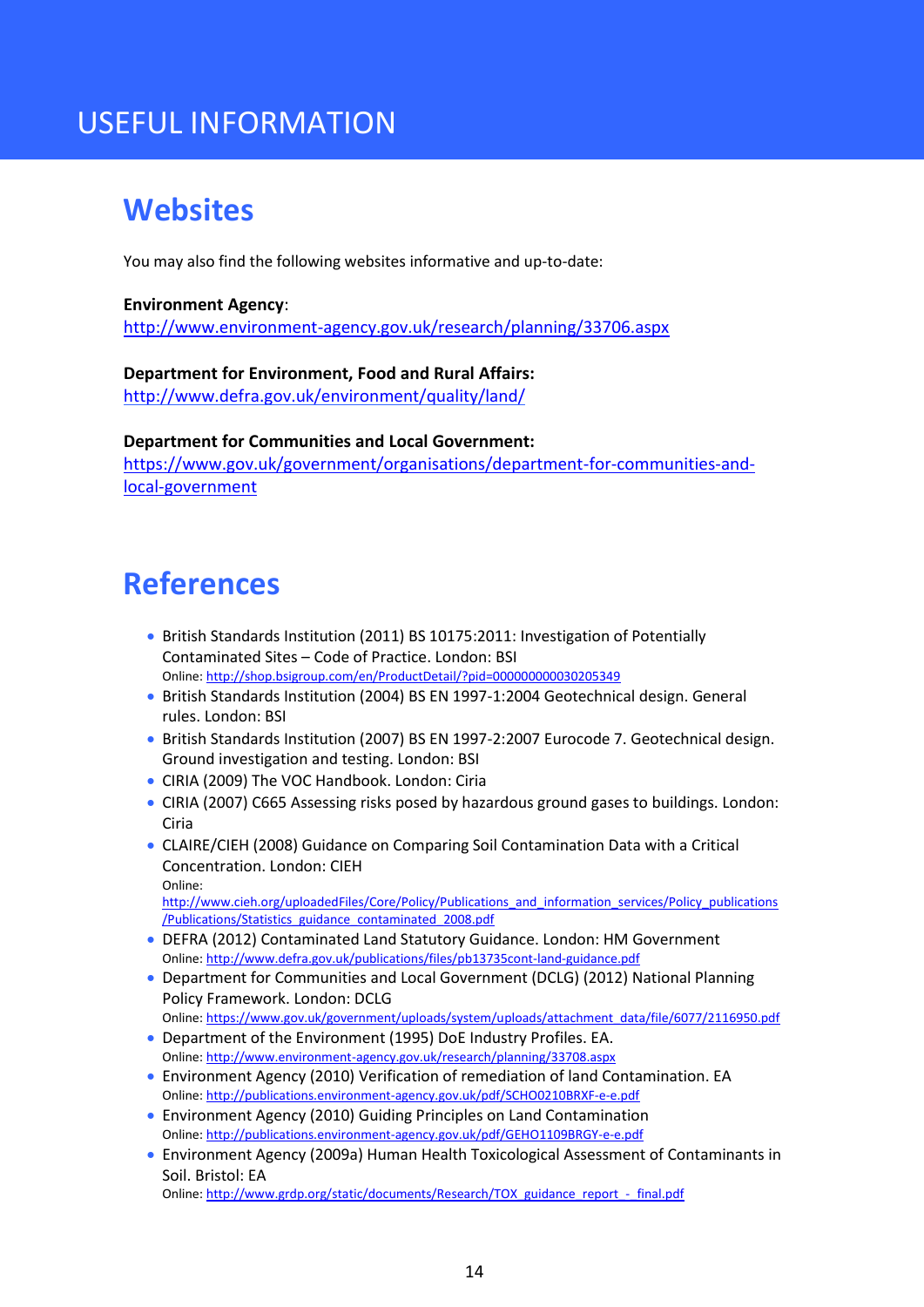# USEFUL INFORMATION

## Websites

You may also find the following websites informative and up-to-date:

**Environment Agency**:
http://www.environment-agency.gov.uk/research/planning/33706.aspx

**Department for Environment, Food and Rural Affairs:**
http://www.defra.gov.uk/environment/quality/land/

**Department for Communities and Local Government:**
https://www.gov.uk/government/organisations/department-for-communities-and-local-government

## References

- British Standards Institution (2011) BS 10175:2011: Investigation of Potentially Contaminated Sites – Code of Practice. London: BSI
  Online: http://shop.bsigroup.com/en/ProductDetail/?pid=000000000030205349
- British Standards Institution (2004) BS EN 1997-1:2004 Geotechnical design. General rules. London: BSI
- British Standards Institution (2007) BS EN 1997-2:2007 Eurocode 7. Geotechnical design. Ground investigation and testing. London: BSI
- CIRIA (2009) The VOC Handbook. London: Ciria
- CIRIA (2007) C665 Assessing risks posed by hazardous ground gases to buildings. London: Ciria
- CLAIRE/CIEH (2008) Guidance on Comparing Soil Contamination Data with a Critical Concentration. London: CIEH
  Online: http://www.cieh.org/uploadedFiles/Core/Policy/Publications_and_information_services/Policy_publications/Publications/Statistics_guidance_contaminated_2008.pdf
- DEFRA (2012) Contaminated Land Statutory Guidance. London: HM Government
  Online: http://www.defra.gov.uk/publications/files/pb13735cont-land-guidance.pdf
- Department for Communities and Local Government (DCLG) (2012) National Planning Policy Framework. London: DCLG
  Online: https://www.gov.uk/government/uploads/system/uploads/attachment_data/file/6077/2116950.pdf
- Department of the Environment (1995) DoE Industry Profiles. EA.
  Online: http://www.environment-agency.gov.uk/research/planning/33708.aspx
- Environment Agency (2010) Verification of remediation of land Contamination. EA
  Online: http://publications.environment-agency.gov.uk/pdf/SCHO0210BRXF-e-e.pdf
- Environment Agency (2010) Guiding Principles on Land Contamination
  Online: http://publications.environment-agency.gov.uk/pdf/GEHO1109BRGY-e-e.pdf
- Environment Agency (2009a) Human Health Toxicological Assessment of Contaminants in Soil. Bristol: EA
  Online: http://www.grdp.org/static/documents/Research/TOX_guidance_report_-_final.pdf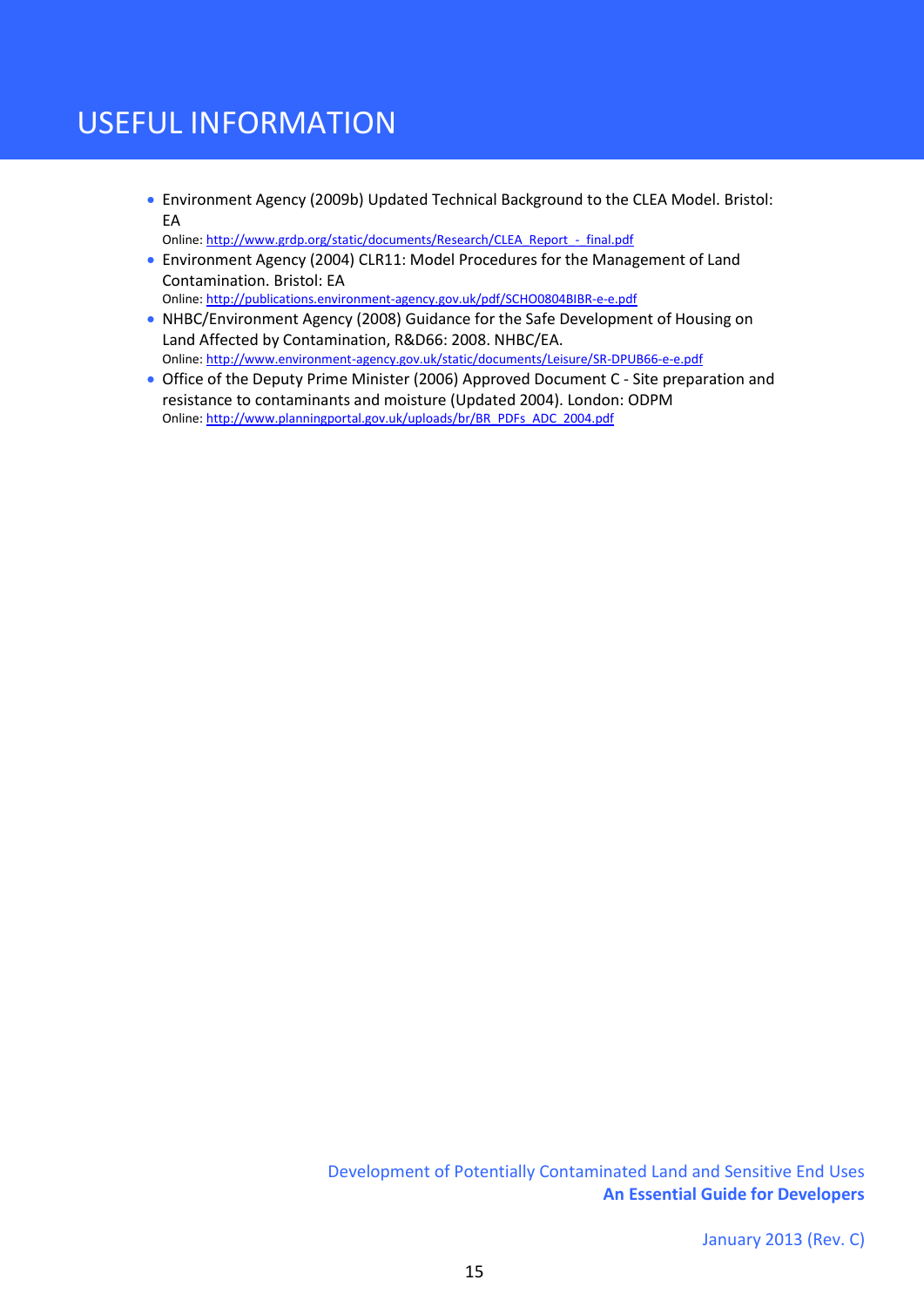# USEFUL INFORMATION

- Environment Agency (2009b) Updated Technical Background to the CLEA Model. Bristol: EA
  Online: http://www.grdp.org/static/documents/Research/CLEA_Report_-_final.pdf
- Environment Agency (2004) CLR11: Model Procedures for the Management of Land Contamination. Bristol: EA
  Online: http://publications.environment-agency.gov.uk/pdf/SCHO0804BIBR-e-e.pdf
- NHBC/Environment Agency (2008) Guidance for the Safe Development of Housing on Land Affected by Contamination, R&D66: 2008. NHBC/EA.
  Online: http://www.environment-agency.gov.uk/static/documents/Leisure/SR-DPUB66-e-e.pdf
- Office of the Deputy Prime Minister (2006) Approved Document C - Site preparation and resistance to contaminants and moisture (Updated 2004). London: ODPM
  Online: http://www.planningportal.gov.uk/uploads/br/BR_PDFs_ADC_2004.pdf